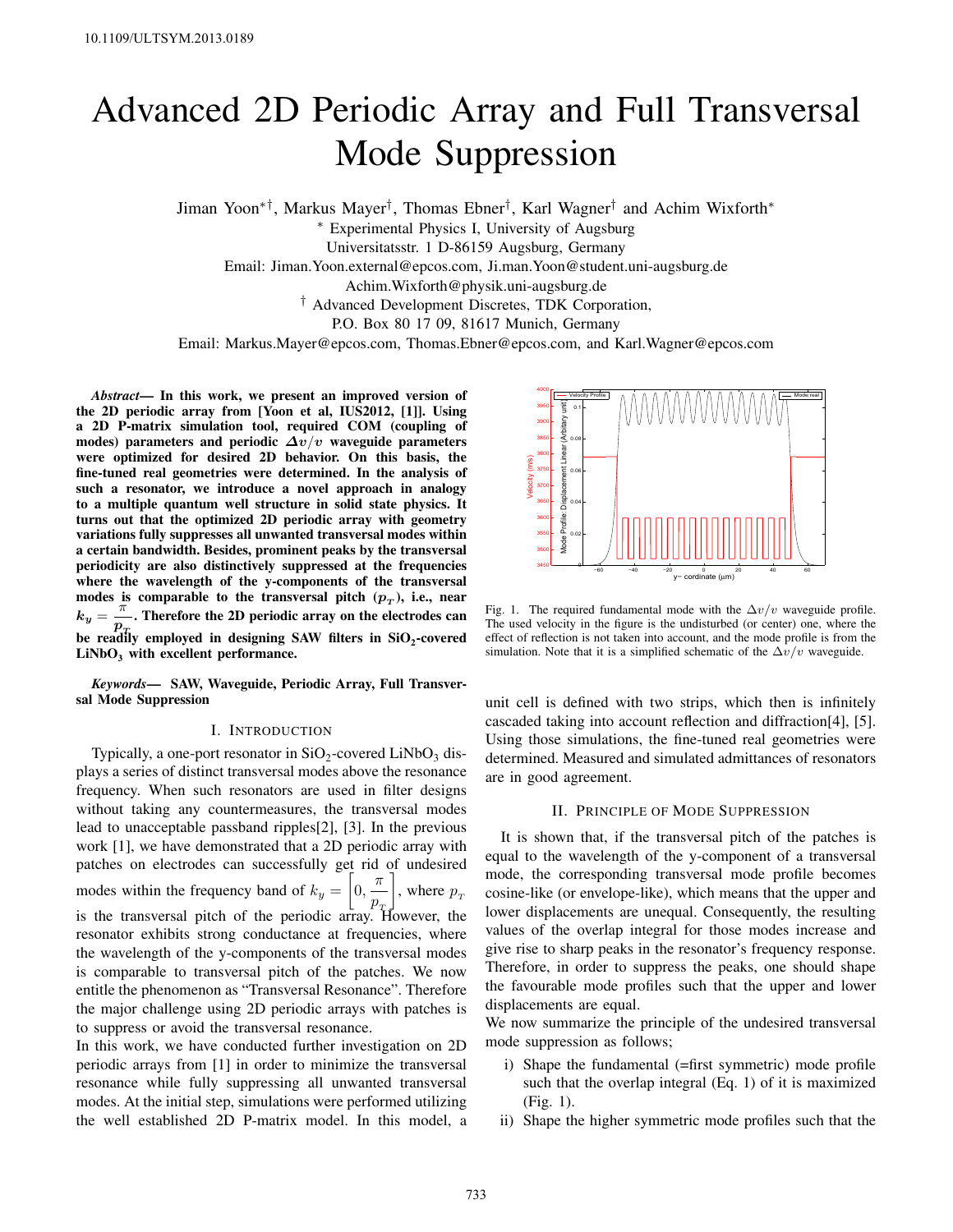10.1109/ULTSYM.2013.0189

# Advanced 2D Periodic Array and Full Transversal Mode Suppression

Jiman Yoon*†, Markus Mayer†, Thomas Ebner†, Karl Wagner† and Achim Wixforth*

\* Experimental Physics I, University of Augsburg
Universitatsstr. 1 D-86159 Augsburg, Germany
Email: Jiman.Yoon.external@epcos.com, Ji.man.Yoon@student.uni-augsburg.de
Achim.Wixforth@physik.uni-augsburg.de

† Advanced Development Discretes, TDK Corporation,
P.O. Box 80 17 09, 81617 Munich, Germany
Email: Markus.Mayer@epcos.com, Thomas.Ebner@epcos.com, and Karl.Wagner@epcos.com

***Abstract*— In this work, we present an improved version of the 2D periodic array from [Yoon et al, IUS2012, [1]]. Using a 2D P-matrix simulation tool, required COM (coupling of modes) parameters and periodic $\Delta v/v$ waveguide parameters were optimized for desired 2D behavior. On this basis, the fine-tuned real geometries were determined. In the analysis of such a resonator, we introduce a novel approach in analogy to a multiple quantum well structure in solid state physics. It turns out that the optimized 2D periodic array with geometry variations fully suppresses all unwanted transversal modes within a certain bandwidth. Besides, prominent peaks by the transversal periodicity are also distinctively suppressed at the frequencies where the wavelength of the y-components of the transversal modes is comparable to the transversal pitch ($p_T$), i.e., near $k_y = \frac{\pi}{p_T}$. Therefore the 2D periodic array on the electrodes can be readily employed in designing SAW filters in $SiO_2$-covered $LiNbO_3$ with excellent performance.**

***Keywords*— SAW, Waveguide, Periodic Array, Full Transversal Mode Suppression**

## I. Introduction

Typically, a one-port resonator in $SiO_2$-covered $LiNbO_3$ displays a series of distinct transversal modes above the resonance frequency. When such resonators are used in filter designs without taking any countermeasures, the transversal modes lead to unacceptable passband ripples[2], [3]. In the previous work [1], we have demonstrated that a 2D periodic array with patches on electrodes can successfully get rid of undesired modes within the frequency band of $k_y = \left[0, \frac{\pi}{p_T}\right]$, where $p_T$ is the transversal pitch of the periodic array. However, the resonator exhibits strong conductance at frequencies, where the wavelength of the y-components of the transversal modes is comparable to transversal pitch of the patches. We now entitle the phenomenon as "Transversal Resonance". Therefore the major challenge using 2D periodic arrays with patches is to suppress or avoid the transversal resonance.

In this work, we have conducted further investigation on 2D periodic arrays from [1] in order to minimize the transversal resonance while fully suppressing all unwanted transversal modes. At the initial step, simulations were performed utilizing the well established 2D P-matrix model. In this model, a unit cell is defined with two strips, which then is infinitely cascaded taking into account reflection and diffraction[4], [5]. Using those simulations, the fine-tuned real geometries were determined. Measured and simulated admittances of resonators are in good agreement.

Fig. 1. The required fundamental mode with the $\Delta v/v$ waveguide profile. The used velocity in the figure is the undisturbed (or center) one, where the effect of reflection is not taken into account, and the mode profile is from the simulation. Note that it is a simplified schematic of the $\Delta v/v$ waveguide.

## II. Principle of Mode Suppression

It is shown that, if the transversal pitch of the patches is equal to the wavelength of the y-component of a transversal mode, the corresponding transversal mode profile becomes cosine-like (or envelope-like), which means that the upper and lower displacements are unequal. Consequently, the resulting values of the overlap integral for those modes increase and give rise to sharp peaks in the resonator's frequency response. Therefore, in order to suppress the peaks, one should shape the favourable mode profiles such that the upper and lower displacements are equal.

We now summarize the principle of the undesired transversal mode suppression as follows;

i) Shape the fundamental (=first symmetric) mode profile such that the overlap integral (Eq. 1) of it is maximized (Fig. 1).
ii) Shape the higher symmetric mode profiles such that the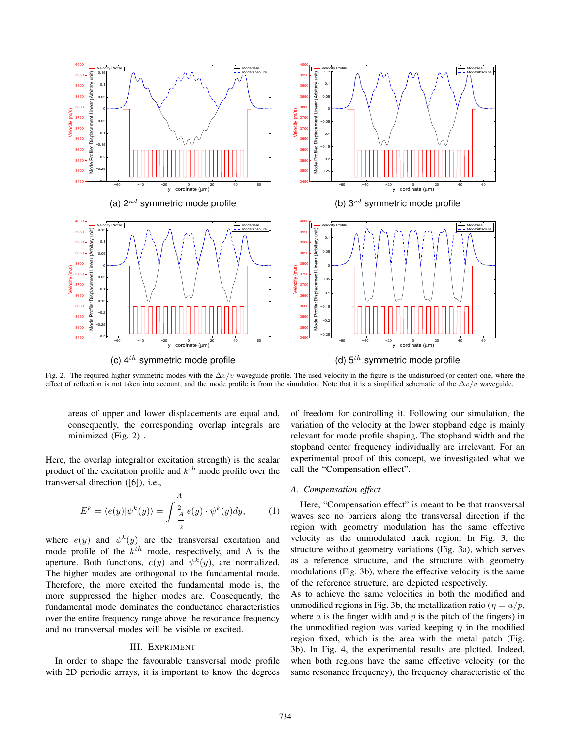(a) $2^{nd}$ symmetric mode profile

(b) $3^{rd}$ symmetric mode profile

(c) $4^{th}$ symmetric mode profile

(d) $5^{th}$ symmetric mode profile

Fig. 2. The required higher symmetric modes with the $\Delta v/v$ waveguide profile. The used velocity in the figure is the undisturbed (or center) one, where the effect of reflection is not taken into account, and the mode profile is from the simulation. Note that it is a simplified schematic of the $\Delta v/v$ waveguide.

areas of upper and lower displacements are equal and, consequently, the corresponding overlap integrals are minimized (Fig. 2) .

Here, the overlap integral(or excitation strength) is the scalar product of the excitation profile and $k^{th}$ mode profile over the transversal direction ([6]), i.e.,

$$E^k = \langle e(y)|\psi^k(y)\rangle = \int_{-\frac{A}{2}}^{\frac{A}{2}} e(y)\cdot\psi^k(y)dy, \qquad (1)$$

where $e(y)$ and $\psi^k(y)$ are the transversal excitation and mode profile of the $k^{th}$ mode, respectively, and A is the aperture. Both functions, $e(y)$ and $\psi^k(y)$, are normalized. The higher modes are orthogonal to the fundamental mode. Therefore, the more excited the fundamental mode is, the more suppressed the higher modes are. Consequently, the fundamental mode dominates the conductance characteristics over the entire frequency range above the resonance frequency and no transversal modes will be visible or excited.

## III. Expriment

In order to shape the favourable transversal mode profile with 2D periodic arrays, it is important to know the degrees of freedom for controlling it. Following our simulation, the variation of the velocity at the lower stopband edge is mainly relevant for mode profile shaping. The stopband width and the stopband center frequency individually are irrelevant. For an experimental proof of this concept, we investigated what we call the "Compensation effect".

### A. Compensation effect

Here, "Compensation effect" is meant to be that transversal waves see no barriers along the transversal direction if the region with geometry modulation has the same effective velocity as the unmodulated track region. In Fig. 3, the structure without geometry variations (Fig. 3a), which serves as a reference structure, and the structure with geometry modulations (Fig. 3b), where the effective velocity is the same of the reference structure, are depicted respectively.

As to achieve the same velocities in both the modified and unmodified regions in Fig. 3b, the metallization ratio ($\eta = a/p$, where $a$ is the finger width and $p$ is the pitch of the fingers) in the unmodified region was varied keeping $\eta$ in the modified region fixed, which is the area with the metal patch (Fig. 3b). In Fig. 4, the experimental results are plotted. Indeed, when both regions have the same effective velocity (or the same resonance frequency), the frequency characteristic of the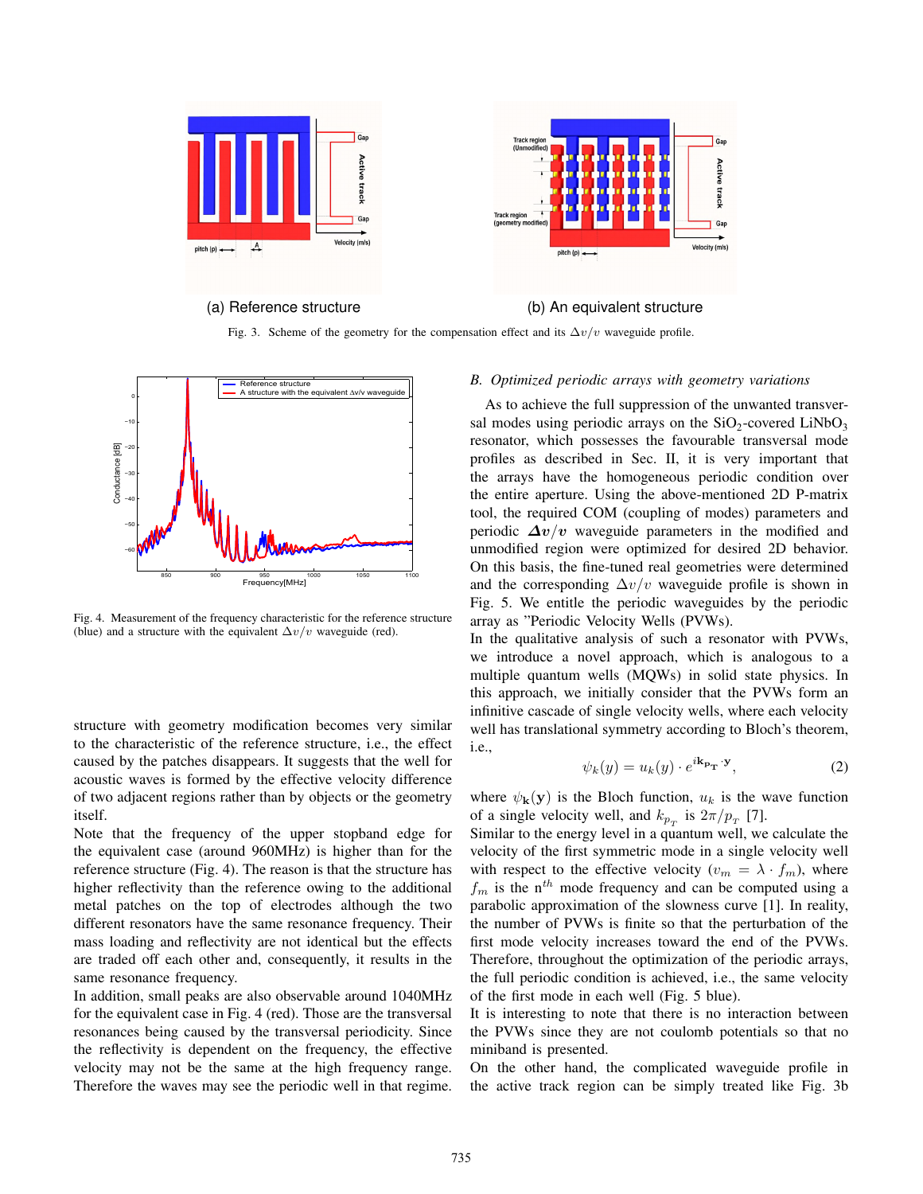(a) Reference structure

(b) An equivalent structure

Fig. 3. Scheme of the geometry for the compensation effect and its $\Delta v/v$ waveguide profile.

Fig. 4. Measurement of the frequency characteristic for the reference structure (blue) and a structure with the equivalent $\Delta v/v$ waveguide (red).

structure with geometry modification becomes very similar to the characteristic of the reference structure, i.e., the effect caused by the patches disappears. It suggests that the well for acoustic waves is formed by the effective velocity difference of two adjacent regions rather than by objects or the geometry itself.

Note that the frequency of the upper stopband edge for the equivalent case (around 960MHz) is higher than for the reference structure (Fig. 4). The reason is that the structure has higher reflectivity than the reference owing to the additional metal patches on the top of electrodes although the two different resonators have the same resonance frequency. Their mass loading and reflectivity are not identical but the effects are traded off each other and, consequently, it results in the same resonance frequency.

In addition, small peaks are also observable around 1040MHz for the equivalent case in Fig. 4 (red). Those are the transversal resonances being caused by the transversal periodicity. Since the reflectivity is dependent on the frequency, the effective velocity may not be the same at the high frequency range. Therefore the waves may see the periodic well in that regime.

### *B. Optimized periodic arrays with geometry variations*

As to achieve the full suppression of the unwanted transversal modes using periodic arrays on the $SiO_2$-covered $LiNbO_3$ resonator, which possesses the favourable transversal mode profiles as described in Sec. II, it is very important that the arrays have the homogeneous periodic condition over the entire aperture. Using the above-mentioned 2D P-matrix tool, the required COM (coupling of modes) parameters and periodic $\boldsymbol{\Delta v/v}$ waveguide parameters in the modified and unmodified region were optimized for desired 2D behavior. On this basis, the fine-tuned real geometries were determined and the corresponding $\Delta v/v$ waveguide profile is shown in Fig. 5. We entitle the periodic waveguides by the periodic array as "Periodic Velocity Wells (PVWs).

In the qualitative analysis of such a resonator with PVWs, we introduce a novel approach, which is analogous to a multiple quantum wells (MQWs) in solid state physics. In this approach, we initially consider that the PVWs form an infinitive cascade of single velocity wells, where each velocity well has translational symmetry according to Bloch's theorem, i.e.,

$$\psi_k(y) = u_k(y) \cdot e^{i\mathbf{k_{p_T}} \cdot \mathbf{y}}, \tag{2}$$

where $\psi_{\mathbf{k}}(\mathbf{y})$ is the Bloch function, $u_k$ is the wave function of a single velocity well, and $k_{p_T}$ is $2\pi/p_T$ [7].

Similar to the energy level in a quantum well, we calculate the velocity of the first symmetric mode in a single velocity well with respect to the effective velocity ($v_m = \lambda \cdot f_m$), where $f_m$ is the n$^{th}$ mode frequency and can be computed using a parabolic approximation of the slowness curve [1]. In reality, the number of PVWs is finite so that the perturbation of the first mode velocity increases toward the end of the PVWs. Therefore, throughout the optimization of the periodic arrays, the full periodic condition is achieved, i.e., the same velocity of the first mode in each well (Fig. 5 blue).

It is interesting to note that there is no interaction between the PVWs since they are not coulomb potentials so that no miniband is presented.

On the other hand, the complicated waveguide profile in the active track region can be simply treated like Fig. 3b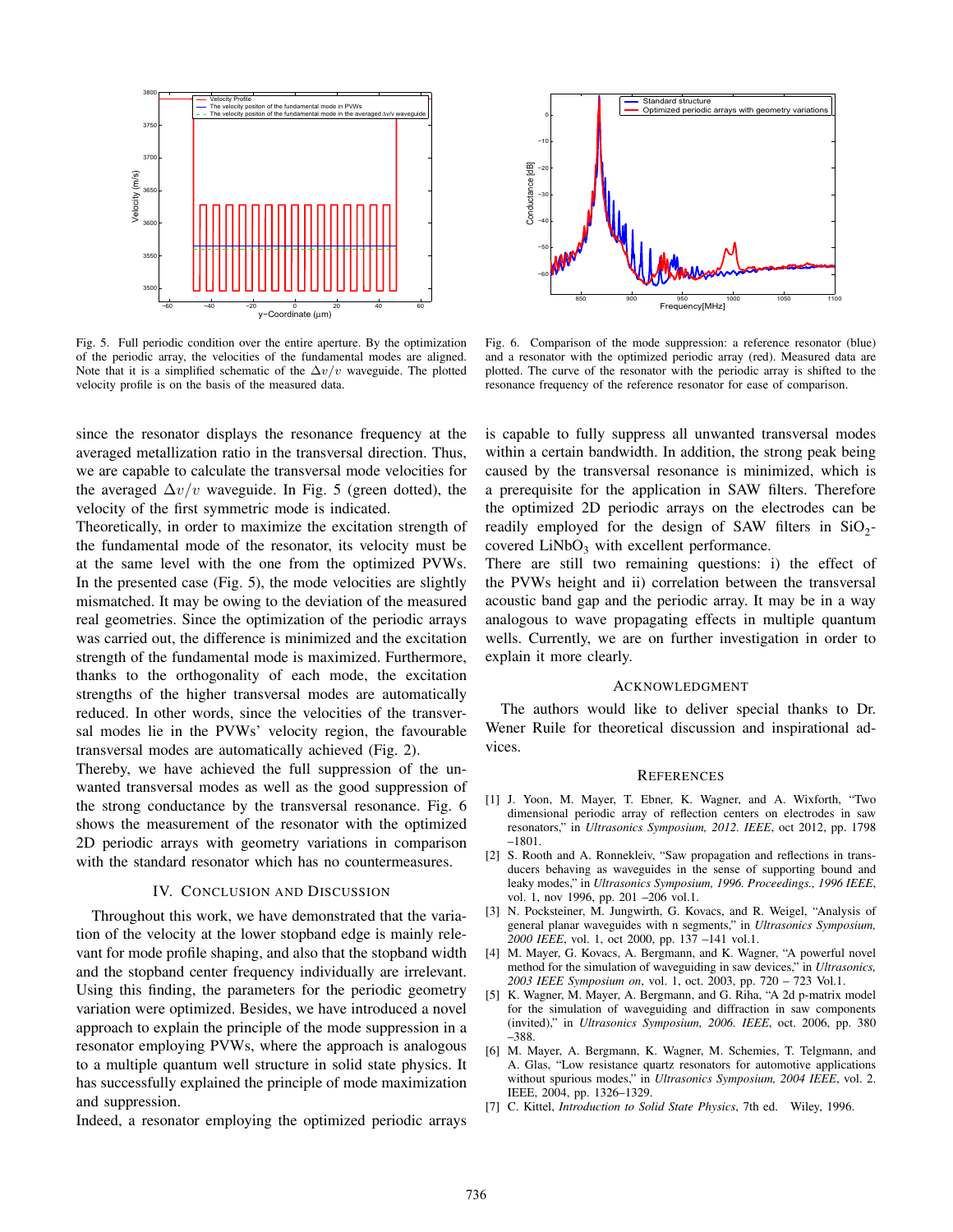3800

3750

3700

3650

3600

3550

3500

Velocity (m/s)

y-Coordinate (µm)

−60 −40 −20 0 20 40 60

Velocity Profile
The velocity positon of the fundamental mode in PVWs
The velocity positon of the fundamental mode in the averaged Δv/v waveguide

Fig. 5. Full periodic condition over the entire aperture. By the optimization of the periodic array, the velocities of the fundamental modes are aligned. Note that it is a simplified schematic of the $\Delta v/v$ waveguide. The plotted velocity profile is on the basis of the measured data.

0

−10

−20

−30

−40

−50

−60

Conductance [dB]

850 900 950 1000 1050 1100

Frequency[MHz]

Standard structure
Optimized periodic arrays with geometry variations

Fig. 6. Comparison of the mode suppression: a reference resonator (blue) and a resonator with the optimized periodic array (red). Measured data are plotted. The curve of the resonator with the periodic array is shifted to the resonance frequency of the reference resonator for ease of comparison.

since the resonator displays the resonance frequency at the averaged metallization ratio in the transversal direction. Thus, we are capable to calculate the transversal mode velocities for the averaged $\Delta v/v$ waveguide. In Fig. 5 (green dotted), the velocity of the first symmetric mode is indicated.

Theoretically, in order to maximize the excitation strength of the fundamental mode of the resonator, its velocity must be at the same level with the one from the optimized PVWs. In the presented case (Fig. 5), the mode velocities are slightly mismatched. It may be owing to the deviation of the measured real geometries. Since the optimization of the periodic arrays was carried out, the difference is minimized and the excitation strength of the fundamental mode is maximized. Furthermore, thanks to the orthogonality of each mode, the excitation strengths of the higher transversal modes are automatically reduced. In other words, since the velocities of the transversal modes lie in the PVWs' velocity region, the favourable transversal modes are automatically achieved (Fig. 2).

Thereby, we have achieved the full suppression of the unwanted transversal modes as well as the good suppression of the strong conductance by the transversal resonance. Fig. 6 shows the measurement of the resonator with the optimized 2D periodic arrays with geometry variations in comparison with the standard resonator which has no countermeasures.

## IV. Conclusion and Discussion

Throughout this work, we have demonstrated that the variation of the velocity at the lower stopband edge is mainly relevant for mode profile shaping, and also that the stopband width and the stopband center frequency individually are irrelevant. Using this finding, the parameters for the periodic geometry variation were optimized. Besides, we have introduced a novel approach to explain the principle of the mode suppression in a resonator employing PVWs, where the approach is analogous to a multiple quantum well structure in solid state physics. It has successfully explained the principle of mode maximization and suppression.

Indeed, a resonator employing the optimized periodic arrays is capable to fully suppress all unwanted transversal modes within a certain bandwidth. In addition, the strong peak being caused by the transversal resonance is minimized, which is a prerequisite for the application in SAW filters. Therefore the optimized 2D periodic arrays on the electrodes can be readily employed for the design of SAW filters in $SiO_2$-covered $LiNbO_3$ with excellent performance.

There are still two remaining questions: i) the effect of the PVWs height and ii) correlation between the transversal acoustic band gap and the periodic array. It may be in a way analogous to wave propagating effects in multiple quantum wells. Currently, we are on further investigation in order to explain it more clearly.

## Acknowledgment

The authors would like to deliver special thanks to Dr. Wener Ruile for theoretical discussion and inspirational advices.

## References

[1] J. Yoon, M. Mayer, T. Ebner, K. Wagner, and A. Wixforth, "Two dimensional periodic array of reflection centers on electrodes in saw resonators," in *Ultrasonics Symposium, 2012. IEEE*, oct 2012, pp. 1798 –1801.

[2] S. Rooth and A. Ronnekleiv, "Saw propagation and reflections in transducers behaving as waveguides in the sense of supporting bound and leaky modes," in *Ultrasonics Symposium, 1996. Proceedings., 1996 IEEE*, vol. 1, nov 1996, pp. 201 –206 vol.1.

[3] N. Pocksteiner, M. Jungwirth, G. Kovacs, and R. Weigel, "Analysis of general planar waveguides with n segments," in *Ultrasonics Symposium, 2000 IEEE*, vol. 1, oct 2000, pp. 137 –141 vol.1.

[4] M. Mayer, G. Kovacs, A. Bergmann, and K. Wagner, "A powerful novel method for the simulation of waveguiding in saw devices," in *Ultrasonics, 2003 IEEE Symposium on*, vol. 1, oct. 2003, pp. 720 – 723 Vol.1.

[5] K. Wagner, M. Mayer, A. Bergmann, and G. Riha, "A 2d p-matrix model for the simulation of waveguiding and diffraction in saw components (invited)," in *Ultrasonics Symposium, 2006. IEEE*, oct. 2006, pp. 380 –388.

[6] M. Mayer, A. Bergmann, K. Wagner, M. Schemies, T. Telgmann, and A. Glas, "Low resistance quartz resonators for automotive applications without spurious modes," in *Ultrasonics Symposium, 2004 IEEE*, vol. 2. IEEE, 2004, pp. 1326–1329.

[7] C. Kittel, *Introduction to Solid State Physics*, 7th ed. Wiley, 1996.